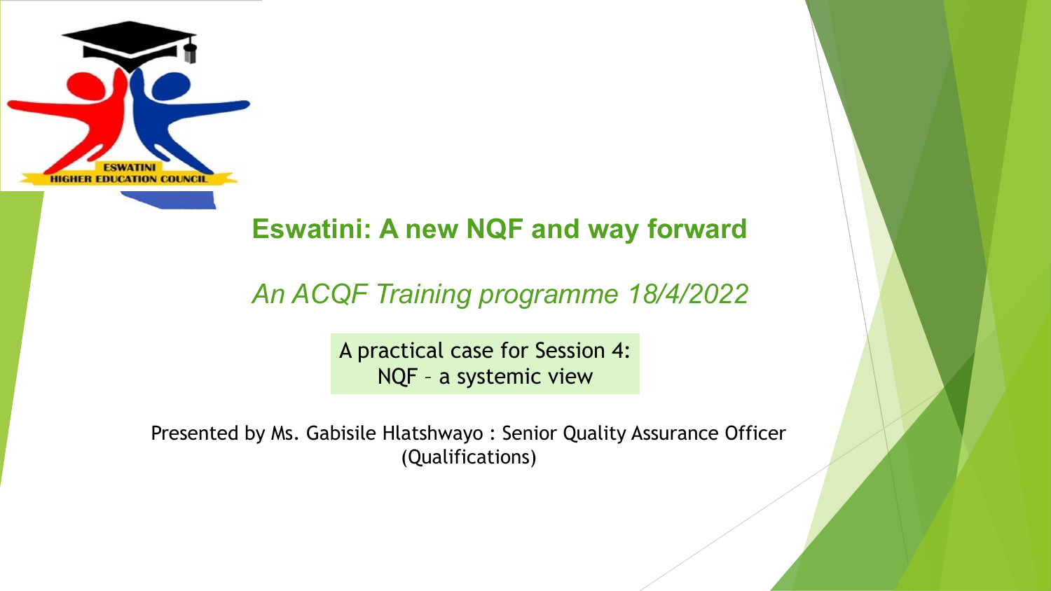ESWATINI HIGHER EDUCATION COUNCIL

# Eswatini: A new NQF and way forward

*An ACQF Training programme 18/4/2022*

A practical case for Session 4: NQF – a systemic view

Presented by Ms. Gabisile Hlatshwayo : Senior Quality Assurance Officer (Qualifications)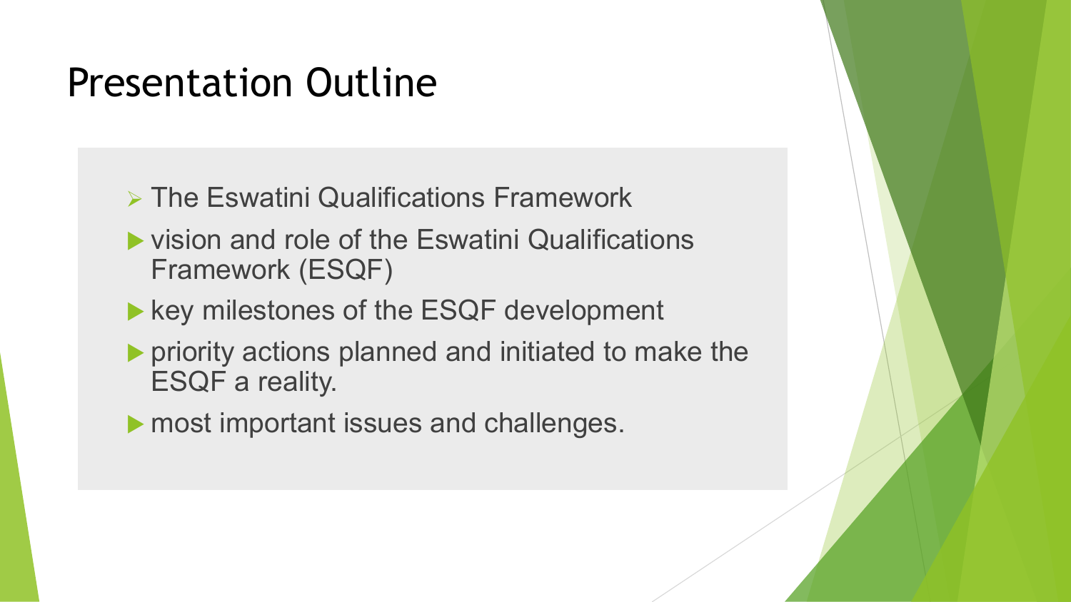# Presentation Outline

- The Eswatini Qualifications Framework
- vision and role of the Eswatini Qualifications Framework (ESQF)
- key milestones of the ESQF development
- priority actions planned and initiated to make the ESQF a reality.
- most important issues and challenges.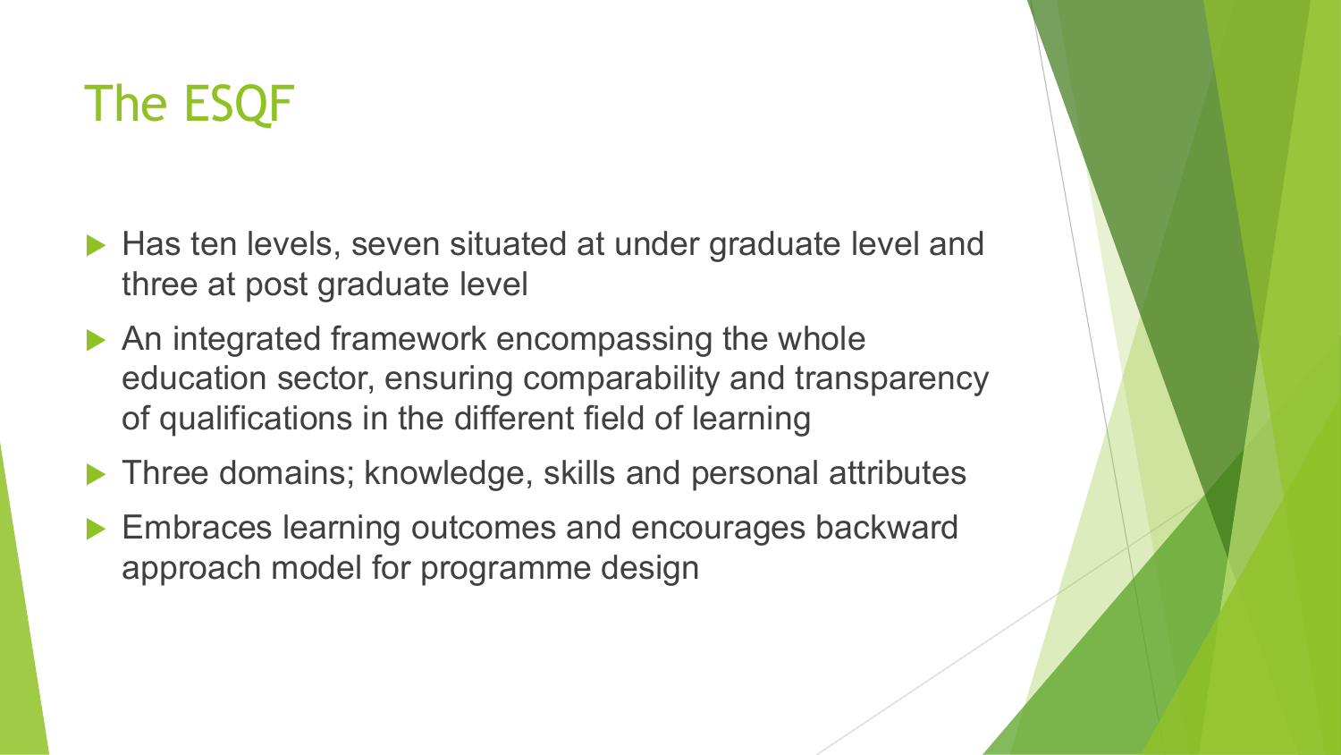# The ESQF

- Has ten levels, seven situated at under graduate level and three at post graduate level
- An integrated framework encompassing the whole education sector, ensuring comparability and transparency of qualifications in the different field of learning
- Three domains; knowledge, skills and personal attributes
- Embraces learning outcomes and encourages backward approach model for programme design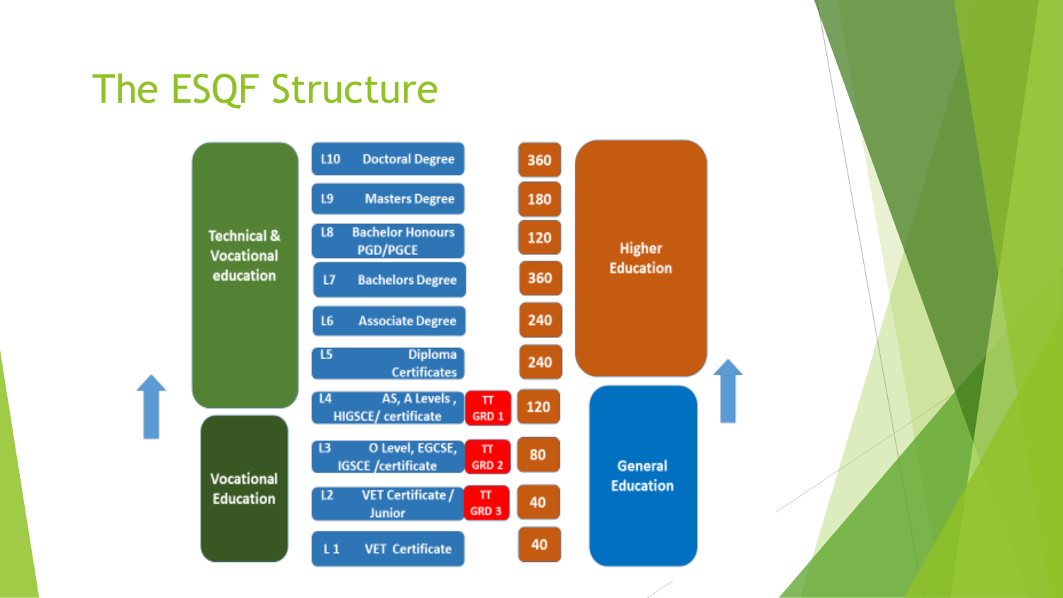# The ESQF Structure

| Sector | Level | Qualification | Teacher Training | Credits | Sector |
|---|---|---|---|---|---|
| Technical & Vocational education | L10 | Doctoral Degree | | 360 | Higher Education |
| | L9 | Masters Degree | | 180 | |
| | L8 | Bachelor Honours PGD/PGCE | | 120 | |
| | L7 | Bachelors Degree | | 360 | |
| | L6 | Associate Degree | | 240 | |
| | L5 | Diploma Certificates | | 240 | |
| | L4 | AS, A Levels, HIGSCE/ certificate | TT GRD 1 | 120 | General Education |
| Vocational Education | L3 | O Level, EGCSE, IGSCE /certificate | TT GRD 2 | 80 | |
| | L2 | VET Certificate / Junior | TT GRD 3 | 40 | |
| | L 1 | VET Certificate | | 40 | |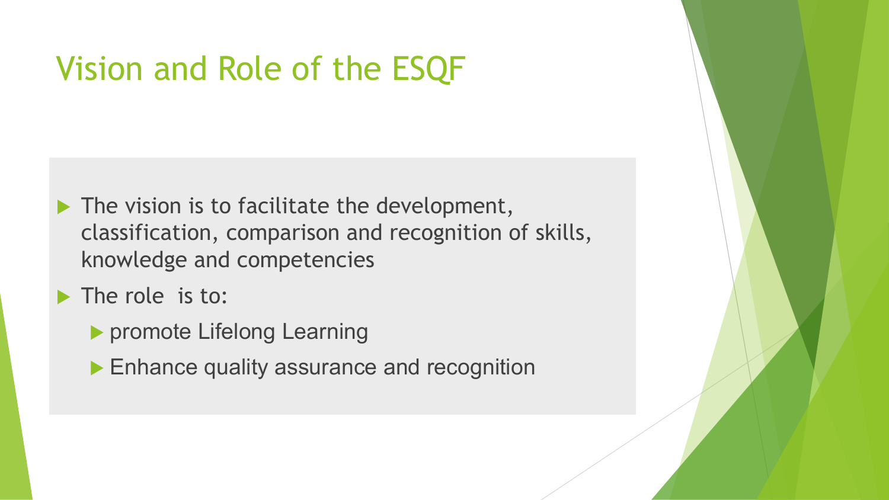# Vision and Role of the ESQF

- The vision is to facilitate the development, classification, comparison and recognition of skills, knowledge and competencies
- The role  is to:
  - promote Lifelong Learning
  - Enhance quality assurance and recognition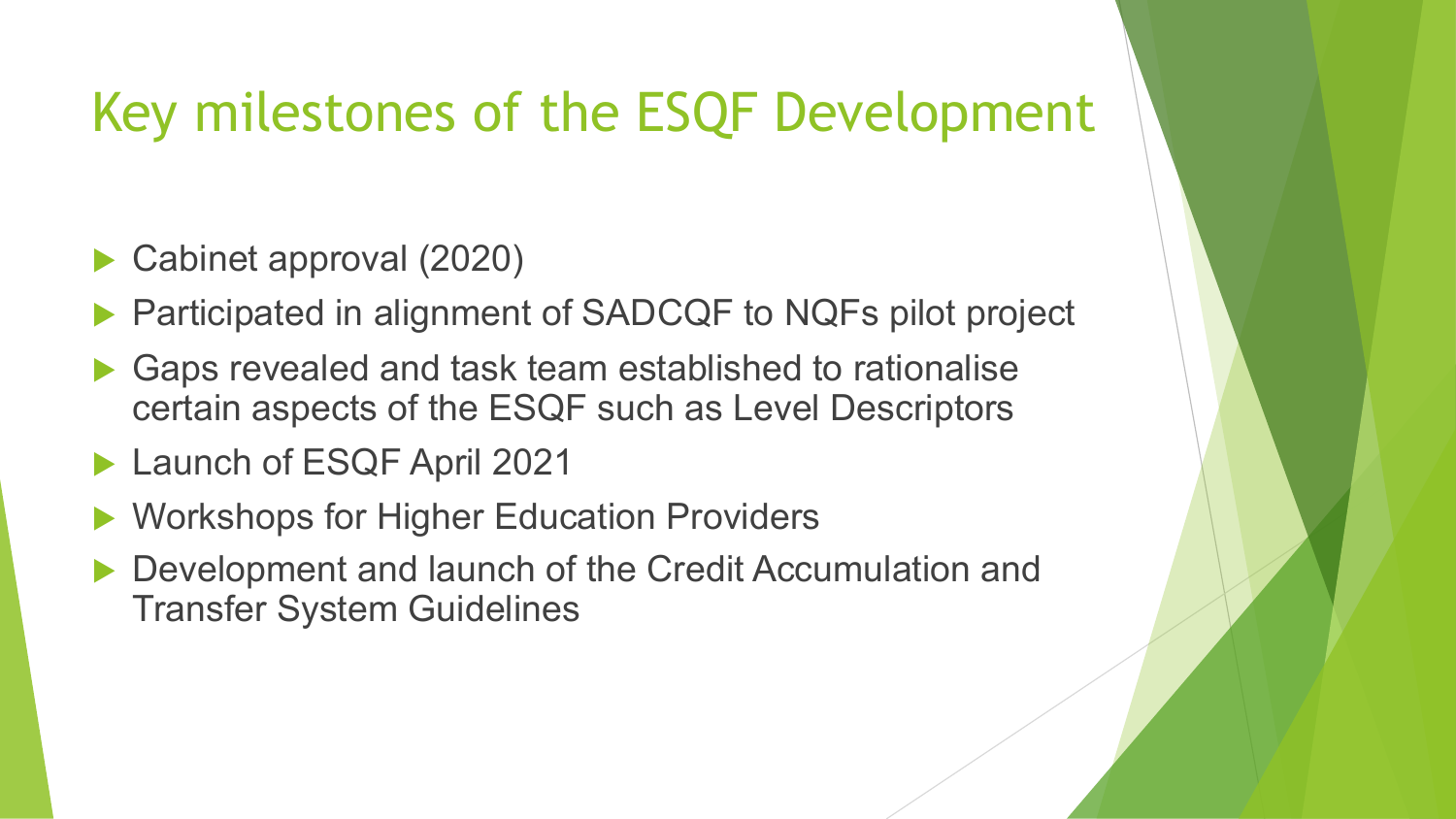# Key milestones of the ESQF Development

- Cabinet approval (2020)
- Participated in alignment of SADCQF to NQFs pilot project
- Gaps revealed and task team established to rationalise certain aspects of the ESQF such as Level Descriptors
- Launch of ESQF April 2021
- Workshops for Higher Education Providers
- Development and launch of the Credit Accumulation and Transfer System Guidelines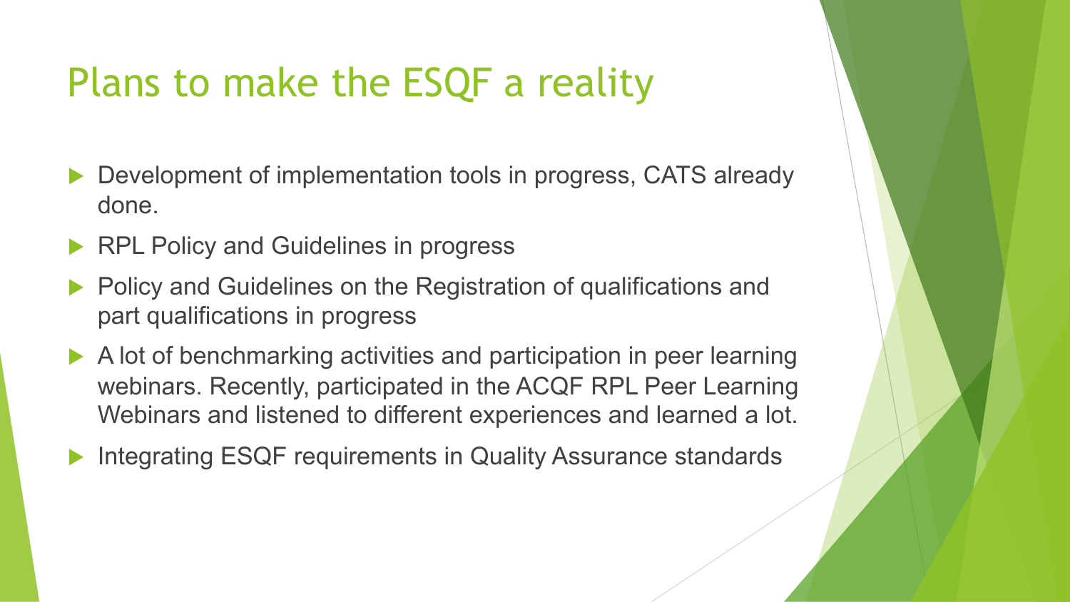# Plans to make the ESQF a reality

- Development of implementation tools in progress, CATS already done.
- RPL Policy and Guidelines in progress
- Policy and Guidelines on the Registration of qualifications and part qualifications in progress
- A lot of benchmarking activities and participation in peer learning webinars. Recently, participated in the ACQF RPL Peer Learning Webinars and listened to different experiences and learned a lot.
- Integrating ESQF requirements in Quality Assurance standards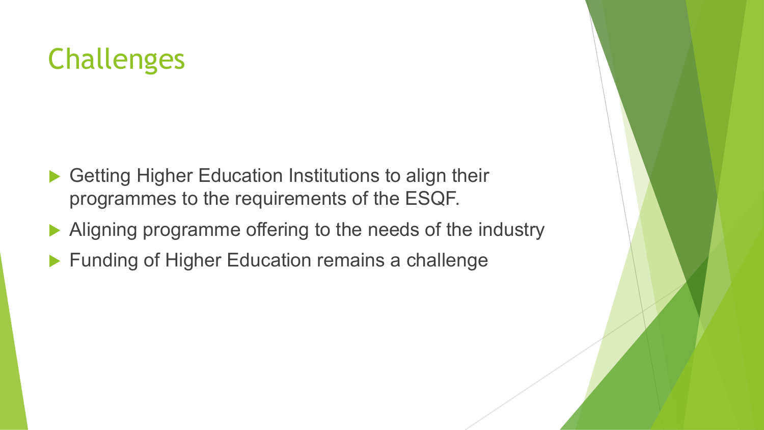# Challenges

- Getting Higher Education Institutions to align their programmes to the requirements of the ESQF.
- Aligning programme offering to the needs of the industry
- Funding of Higher Education remains a challenge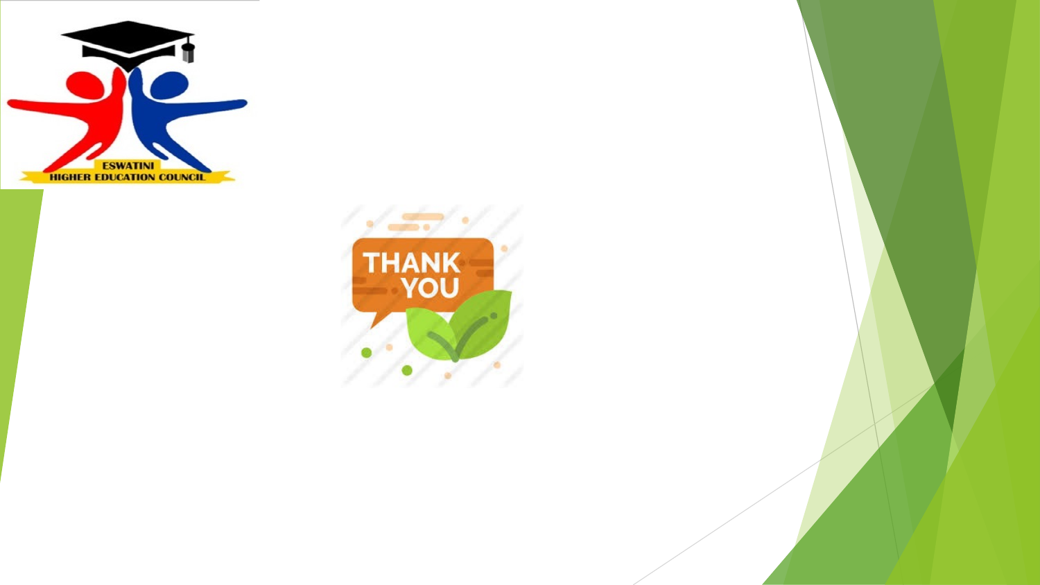ESWATINI HIGHER EDUCATION COUNCIL

THANK YOU